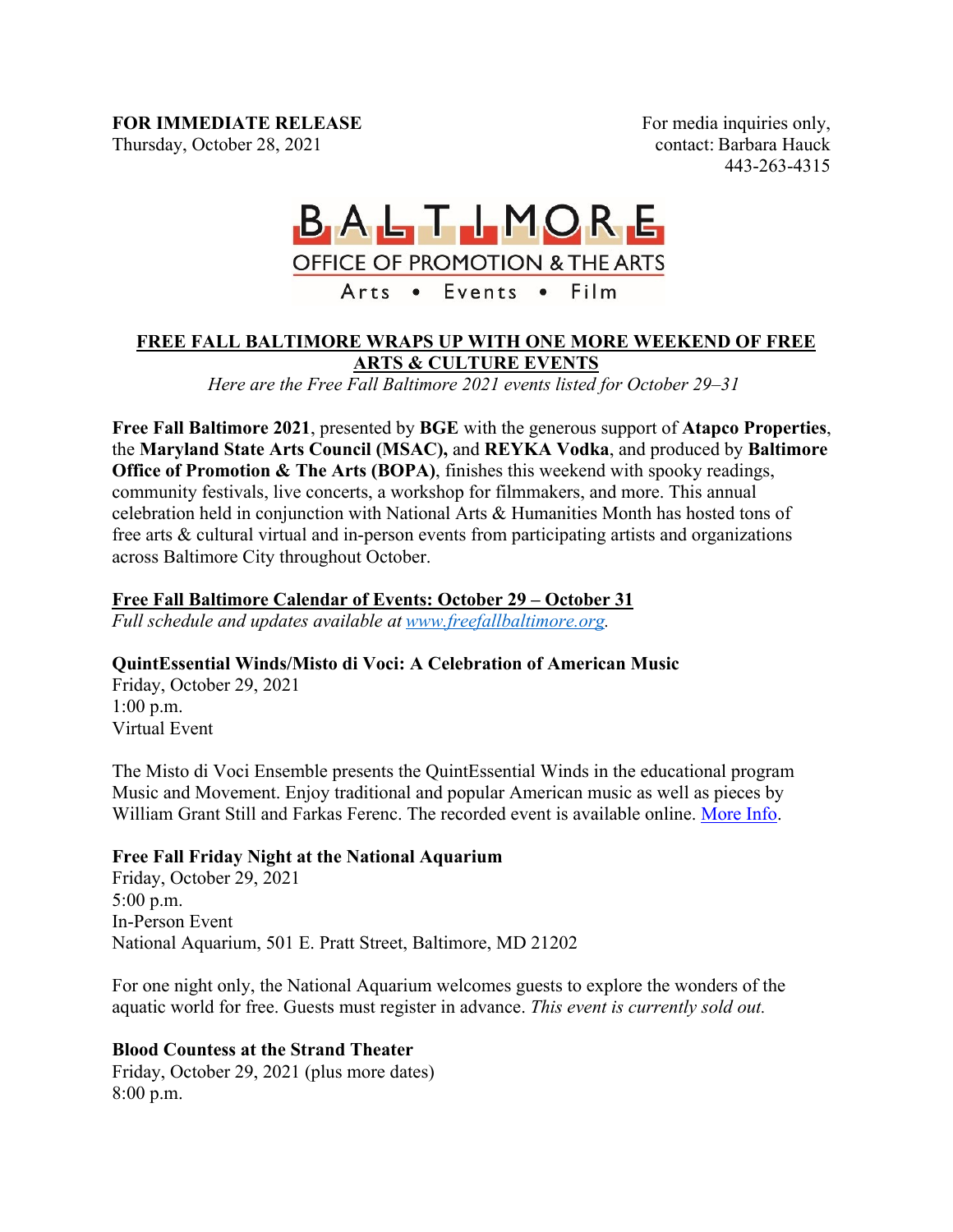**FOR IMMEDIATE RELEASE**
Thursday, October 28, 2021

For media inquiries only,
contact: Barbara Hauck
443-263-4315

BALTIMORE
OFFICE OF PROMOTION & THE ARTS
Arts • Events • Film

# FREE FALL BALTIMORE WRAPS UP WITH ONE MORE WEEKEND OF FREE ARTS & CULTURE EVENTS

*Here are the Free Fall Baltimore 2021 events listed for October 29–31*

**Free Fall Baltimore 2021**, presented by **BGE** with the generous support of **Atapco Properties**, the **Maryland State Arts Council (MSAC),** and **REYKA Vodka**, and produced by **Baltimore Office of Promotion & The Arts (BOPA)**, finishes this weekend with spooky readings, community festivals, live concerts, a workshop for filmmakers, and more. This annual celebration held in conjunction with National Arts & Humanities Month has hosted tons of free arts & cultural virtual and in-person events from participating artists and organizations across Baltimore City throughout October.

## Free Fall Baltimore Calendar of Events: October 29 – October 31

*Full schedule and updates available at [www.freefallbaltimore.org](www.freefallbaltimore.org).*

**QuintEssential Winds/Misto di Voci: A Celebration of American Music**
Friday, October 29, 2021
1:00 p.m.
Virtual Event

The Misto di Voci Ensemble presents the QuintEssential Winds in the educational program Music and Movement. Enjoy traditional and popular American music as well as pieces by William Grant Still and Farkas Ferenc. The recorded event is available online. More Info.

**Free Fall Friday Night at the National Aquarium**
Friday, October 29, 2021
5:00 p.m.
In-Person Event
National Aquarium, 501 E. Pratt Street, Baltimore, MD 21202

For one night only, the National Aquarium welcomes guests to explore the wonders of the aquatic world for free. Guests must register in advance. *This event is currently sold out.*

**Blood Countess at the Strand Theater**
Friday, October 29, 2021 (plus more dates)
8:00 p.m.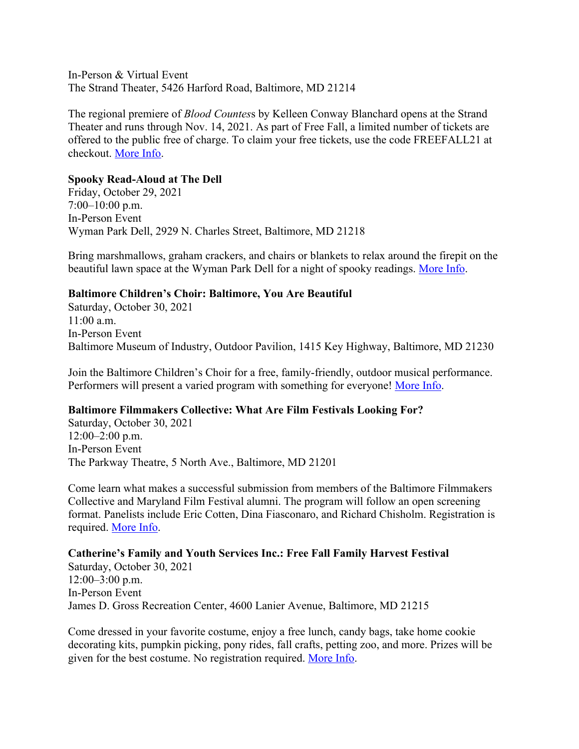In-Person & Virtual Event
The Strand Theater, 5426 Harford Road, Baltimore, MD 21214

The regional premiere of *Blood Countess* by Kelleen Conway Blanchard opens at the Strand Theater and runs through Nov. 14, 2021. As part of Free Fall, a limited number of tickets are offered to the public free of charge. To claim your free tickets, use the code FREEFALL21 at checkout. More Info.

**Spooky Read-Aloud at The Dell**
Friday, October 29, 2021
7:00–10:00 p.m.
In-Person Event
Wyman Park Dell, 2929 N. Charles Street, Baltimore, MD 21218

Bring marshmallows, graham crackers, and chairs or blankets to relax around the firepit on the beautiful lawn space at the Wyman Park Dell for a night of spooky readings. More Info.

**Baltimore Children's Choir: Baltimore, You Are Beautiful**
Saturday, October 30, 2021
11:00 a.m.
In-Person Event
Baltimore Museum of Industry, Outdoor Pavilion, 1415 Key Highway, Baltimore, MD 21230

Join the Baltimore Children's Choir for a free, family-friendly, outdoor musical performance. Performers will present a varied program with something for everyone! More Info.

**Baltimore Filmmakers Collective: What Are Film Festivals Looking For?**
Saturday, October 30, 2021
12:00–2:00 p.m.
In-Person Event
The Parkway Theatre, 5 North Ave., Baltimore, MD 21201

Come learn what makes a successful submission from members of the Baltimore Filmmakers Collective and Maryland Film Festival alumni. The program will follow an open screening format. Panelists include Eric Cotten, Dina Fiasconaro, and Richard Chisholm. Registration is required. More Info.

**Catherine's Family and Youth Services Inc.: Free Fall Family Harvest Festival**
Saturday, October 30, 2021
12:00–3:00 p.m.
In-Person Event
James D. Gross Recreation Center, 4600 Lanier Avenue, Baltimore, MD 21215

Come dressed in your favorite costume, enjoy a free lunch, candy bags, take home cookie decorating kits, pumpkin picking, pony rides, fall crafts, petting zoo, and more. Prizes will be given for the best costume. No registration required. More Info.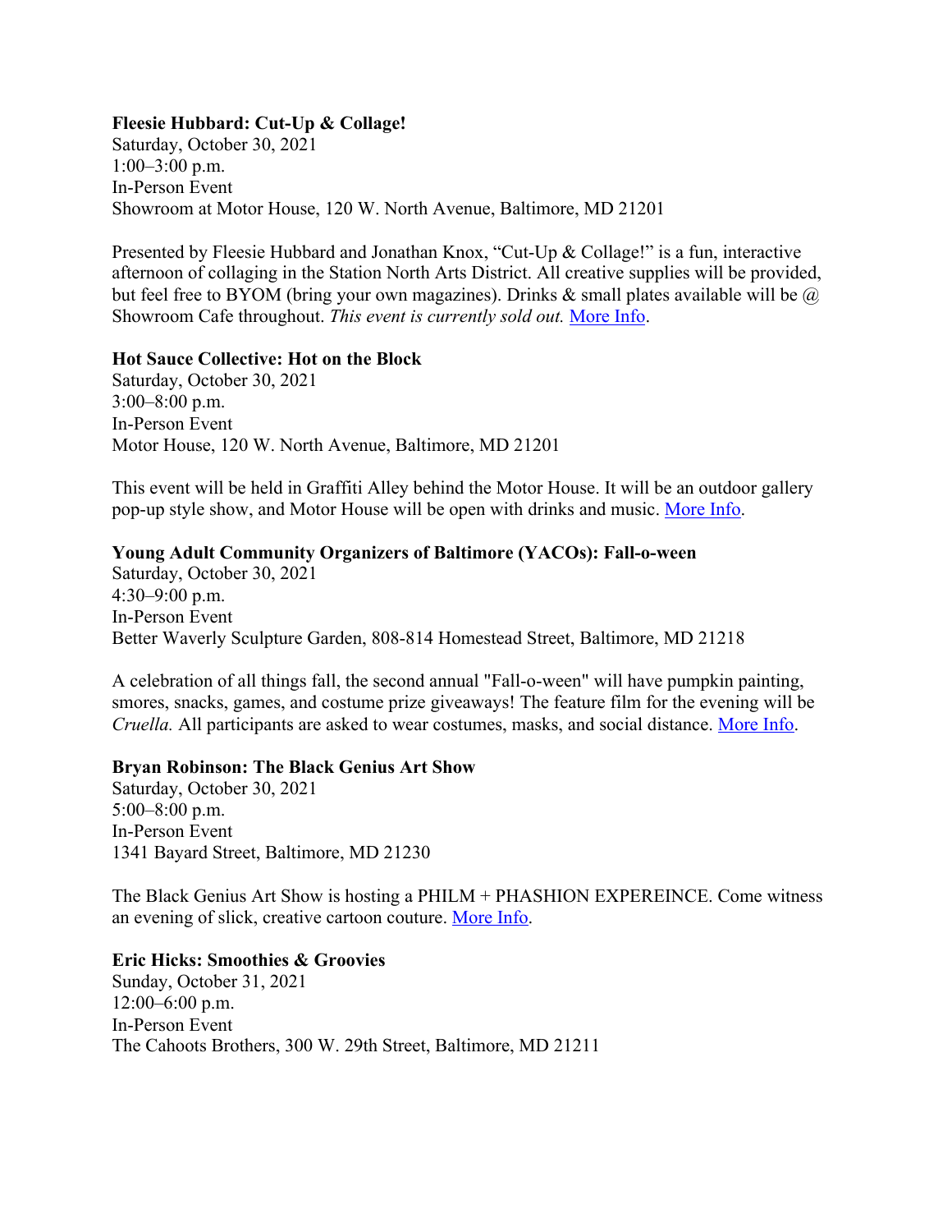**Fleesie Hubbard: Cut-Up & Collage!**
Saturday, October 30, 2021
1:00–3:00 p.m.
In-Person Event
Showroom at Motor House, 120 W. North Avenue, Baltimore, MD 21201

Presented by Fleesie Hubbard and Jonathan Knox, "Cut-Up & Collage!" is a fun, interactive afternoon of collaging in the Station North Arts District. All creative supplies will be provided, but feel free to BYOM (bring your own magazines). Drinks & small plates available will be @ Showroom Cafe throughout. *This event is currently sold out.* More Info.

**Hot Sauce Collective: Hot on the Block**
Saturday, October 30, 2021
3:00–8:00 p.m.
In-Person Event
Motor House, 120 W. North Avenue, Baltimore, MD 21201

This event will be held in Graffiti Alley behind the Motor House. It will be an outdoor gallery pop-up style show, and Motor House will be open with drinks and music. More Info.

**Young Adult Community Organizers of Baltimore (YACOs): Fall-o-ween**
Saturday, October 30, 2021
4:30–9:00 p.m.
In-Person Event
Better Waverly Sculpture Garden, 808-814 Homestead Street, Baltimore, MD 21218

A celebration of all things fall, the second annual "Fall-o-ween" will have pumpkin painting, smores, snacks, games, and costume prize giveaways! The feature film for the evening will be *Cruella.* All participants are asked to wear costumes, masks, and social distance. More Info.

**Bryan Robinson: The Black Genius Art Show**
Saturday, October 30, 2021
5:00–8:00 p.m.
In-Person Event
1341 Bayard Street, Baltimore, MD 21230

The Black Genius Art Show is hosting a PHILM + PHASHION EXPEREINCE. Come witness an evening of slick, creative cartoon couture. More Info.

**Eric Hicks: Smoothies & Groovies**
Sunday, October 31, 2021
12:00–6:00 p.m.
In-Person Event
The Cahoots Brothers, 300 W. 29th Street, Baltimore, MD 21211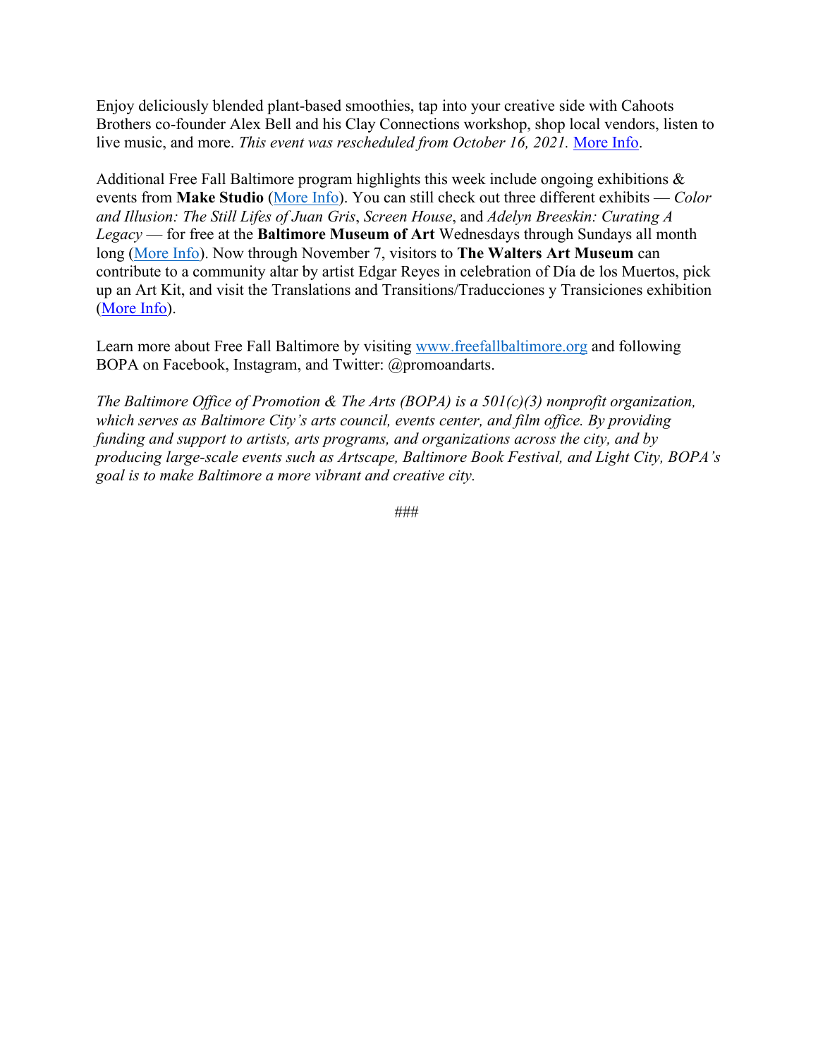Enjoy deliciously blended plant-based smoothies, tap into your creative side with Cahoots Brothers co-founder Alex Bell and his Clay Connections workshop, shop local vendors, listen to live music, and more. *This event was rescheduled from October 16, 2021.* More Info.

Additional Free Fall Baltimore program highlights this week include ongoing exhibitions & events from **Make Studio** (More Info). You can still check out three different exhibits — *Color and Illusion: The Still Lifes of Juan Gris*, *Screen House*, and *Adelyn Breeskin: Curating A Legacy* — for free at the **Baltimore Museum of Art** Wednesdays through Sundays all month long (More Info). Now through November 7, visitors to **The Walters Art Museum** can contribute to a community altar by artist Edgar Reyes in celebration of Día de los Muertos, pick up an Art Kit, and visit the Translations and Transitions/Traducciones y Transiciones exhibition (More Info).

Learn more about Free Fall Baltimore by visiting www.freefallbaltimore.org and following BOPA on Facebook, Instagram, and Twitter: @promoandarts.

*The Baltimore Office of Promotion & The Arts (BOPA) is a 501(c)(3) nonprofit organization, which serves as Baltimore City's arts council, events center, and film office. By providing funding and support to artists, arts programs, and organizations across the city, and by producing large-scale events such as Artscape, Baltimore Book Festival, and Light City, BOPA's goal is to make Baltimore a more vibrant and creative city.*

###